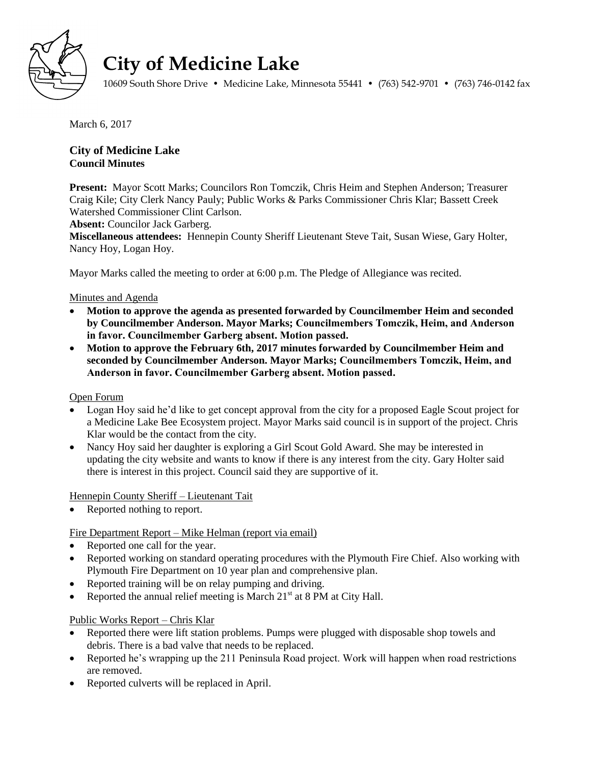# City of Medicine Lake

10609 South Shore Drive • Medicine Lake, Minnesota 55441 • (763) 542-9701 • (763) 746-0142 fax

March 6, 2017

## City of Medicine Lake
### Council Minutes

**Present:** Mayor Scott Marks; Councilors Ron Tomczik, Chris Heim and Stephen Anderson; Treasurer Craig Kile; City Clerk Nancy Pauly; Public Works & Parks Commissioner Chris Klar; Bassett Creek Watershed Commissioner Clint Carlson.
**Absent:** Councilor Jack Garberg.
**Miscellaneous attendees:** Hennepin County Sheriff Lieutenant Steve Tait, Susan Wiese, Gary Holter, Nancy Hoy, Logan Hoy.

Mayor Marks called the meeting to order at 6:00 p.m. The Pledge of Allegiance was recited.

Minutes and Agenda

- **Motion to approve the agenda as presented forwarded by Councilmember Heim and seconded by Councilmember Anderson. Mayor Marks; Councilmembers Tomczik, Heim, and Anderson in favor. Councilmember Garberg absent. Motion passed.**
- **Motion to approve the February 6th, 2017 minutes forwarded by Councilmember Heim and seconded by Councilmember Anderson. Mayor Marks; Councilmembers Tomczik, Heim, and Anderson in favor. Councilmember Garberg absent. Motion passed.**

Open Forum

- Logan Hoy said he'd like to get concept approval from the city for a proposed Eagle Scout project for a Medicine Lake Bee Ecosystem project. Mayor Marks said council is in support of the project. Chris Klar would be the contact from the city.
- Nancy Hoy said her daughter is exploring a Girl Scout Gold Award. She may be interested in updating the city website and wants to know if there is any interest from the city. Gary Holter said there is interest in this project. Council said they are supportive of it.

Hennepin County Sheriff – Lieutenant Tait

- Reported nothing to report.

Fire Department Report – Mike Helman (report via email)

- Reported one call for the year.
- Reported working on standard operating procedures with the Plymouth Fire Chief. Also working with Plymouth Fire Department on 10 year plan and comprehensive plan.
- Reported training will be on relay pumping and driving.
- Reported the annual relief meeting is March 21st at 8 PM at City Hall.

Public Works Report – Chris Klar

- Reported there were lift station problems. Pumps were plugged with disposable shop towels and debris. There is a bad valve that needs to be replaced.
- Reported he's wrapping up the 211 Peninsula Road project. Work will happen when road restrictions are removed.
- Reported culverts will be replaced in April.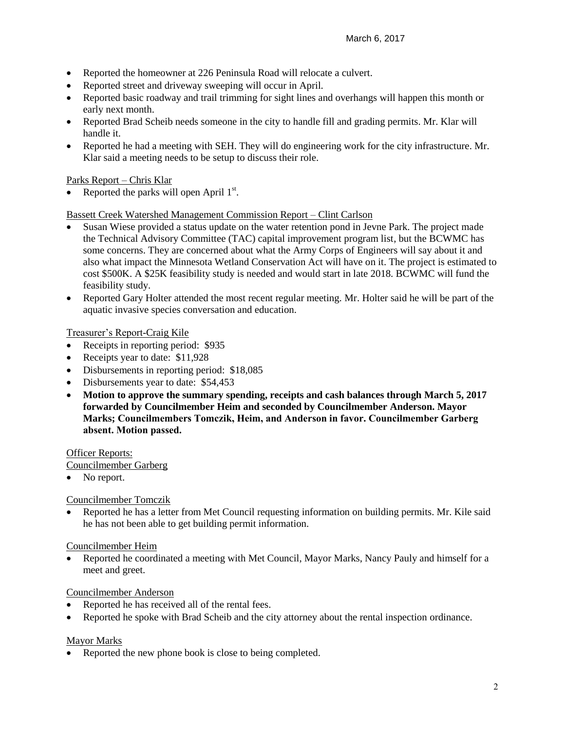- Reported the homeowner at 226 Peninsula Road will relocate a culvert.
- Reported street and driveway sweeping will occur in April.
- Reported basic roadway and trail trimming for sight lines and overhangs will happen this month or early next month.
- Reported Brad Scheib needs someone in the city to handle fill and grading permits. Mr. Klar will handle it.
- Reported he had a meeting with SEH. They will do engineering work for the city infrastructure. Mr. Klar said a meeting needs to be setup to discuss their role.

Parks Report – Chris Klar

- Reported the parks will open April 1st.

Bassett Creek Watershed Management Commission Report – Clint Carlson

- Susan Wiese provided a status update on the water retention pond in Jevne Park. The project made the Technical Advisory Committee (TAC) capital improvement program list, but the BCWMC has some concerns. They are concerned about what the Army Corps of Engineers will say about it and also what impact the Minnesota Wetland Conservation Act will have on it. The project is estimated to cost $500K. A $25K feasibility study is needed and would start in late 2018. BCWMC will fund the feasibility study.
- Reported Gary Holter attended the most recent regular meeting. Mr. Holter said he will be part of the aquatic invasive species conversation and education.

Treasurer's Report-Craig Kile

- Receipts in reporting period: $935
- Receipts year to date: $11,928
- Disbursements in reporting period: $18,085
- Disbursements year to date: $54,453
- **Motion to approve the summary spending, receipts and cash balances through March 5, 2017 forwarded by Councilmember Heim and seconded by Councilmember Anderson. Mayor Marks; Councilmembers Tomczik, Heim, and Anderson in favor. Councilmember Garberg absent. Motion passed.**

Officer Reports:

Councilmember Garberg

- No report.

Councilmember Tomczik

- Reported he has a letter from Met Council requesting information on building permits. Mr. Kile said he has not been able to get building permit information.

Councilmember Heim

- Reported he coordinated a meeting with Met Council, Mayor Marks, Nancy Pauly and himself for a meet and greet.

Councilmember Anderson

- Reported he has received all of the rental fees.
- Reported he spoke with Brad Scheib and the city attorney about the rental inspection ordinance.

Mayor Marks

- Reported the new phone book is close to being completed.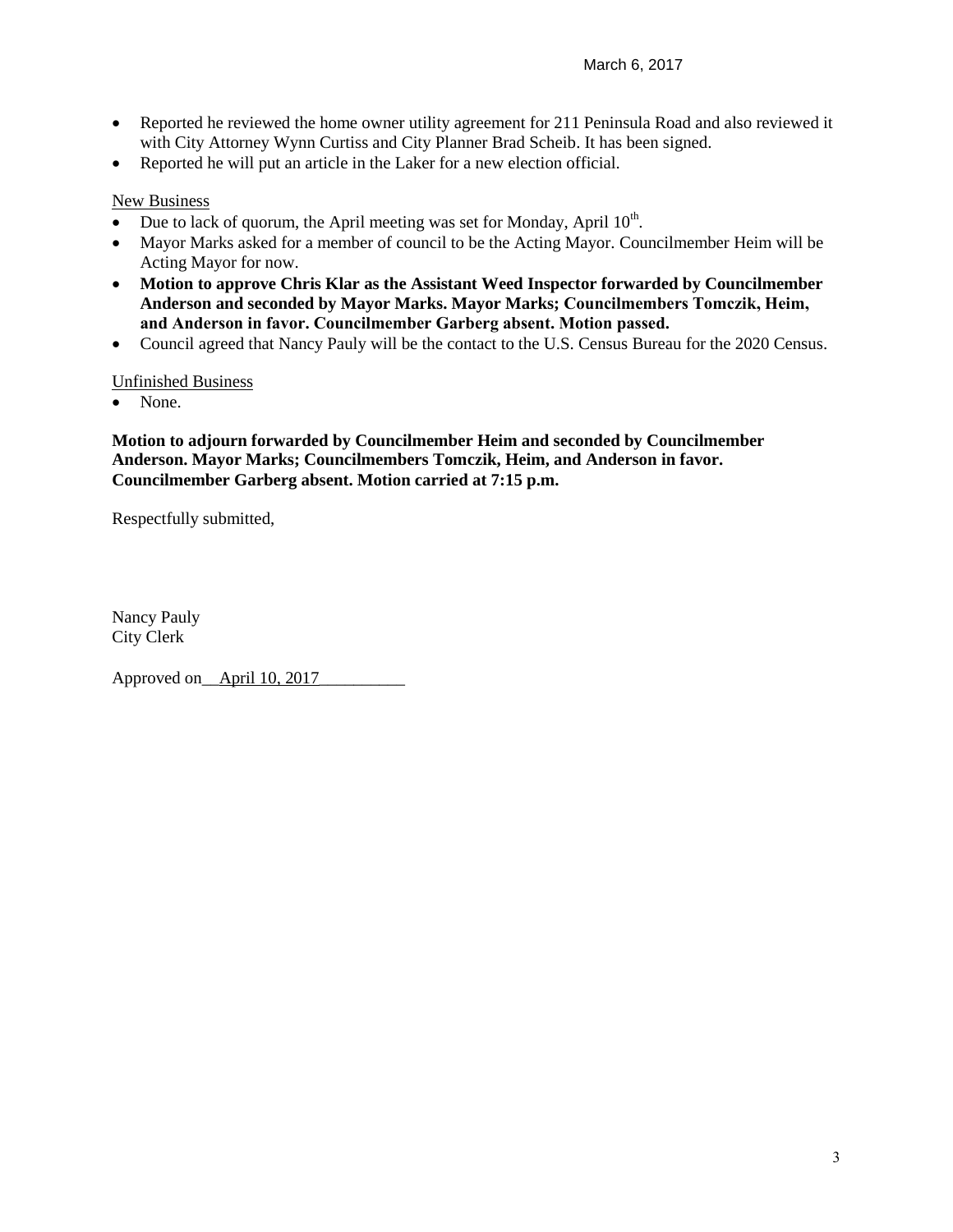- Reported he reviewed the home owner utility agreement for 211 Peninsula Road and also reviewed it with City Attorney Wynn Curtiss and City Planner Brad Scheib. It has been signed.
- Reported he will put an article in the Laker for a new election official.

New Business

- Due to lack of quorum, the April meeting was set for Monday, April 10th.
- Mayor Marks asked for a member of council to be the Acting Mayor. Councilmember Heim will be Acting Mayor for now.
- **Motion to approve Chris Klar as the Assistant Weed Inspector forwarded by Councilmember Anderson and seconded by Mayor Marks. Mayor Marks; Councilmembers Tomczik, Heim, and Anderson in favor. Councilmember Garberg absent. Motion passed.**
- Council agreed that Nancy Pauly will be the contact to the U.S. Census Bureau for the 2020 Census.

Unfinished Business

- None.

**Motion to adjourn forwarded by Councilmember Heim and seconded by Councilmember Anderson. Mayor Marks; Councilmembers Tomczik, Heim, and Anderson in favor. Councilmember Garberg absent. Motion carried at 7:15 p.m.**

Respectfully submitted,

Nancy Pauly
City Clerk

Approved on April 10, 2017